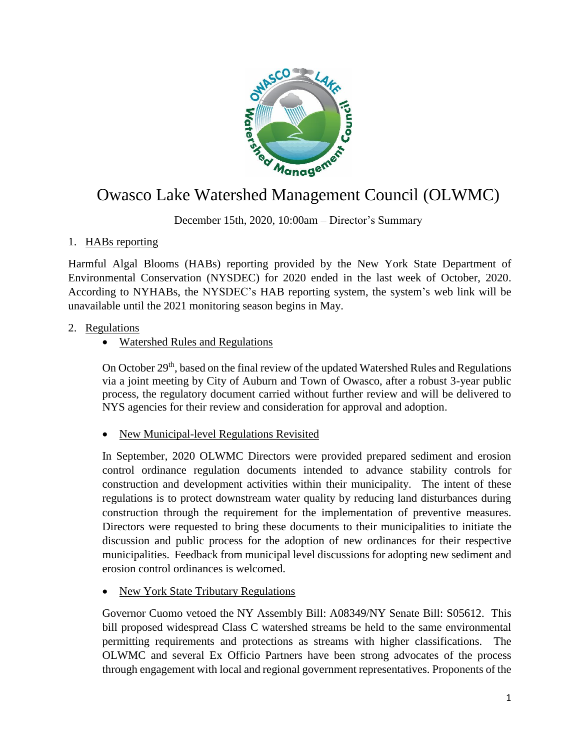# Owasco Lake Watershed Management Council (OLWMC)

December 15th, 2020, 10:00am – Director's Summary

1. HABs reporting

Harmful Algal Blooms (HABs) reporting provided by the New York State Department of Environmental Conservation (NYSDEC) for 2020 ended in the last week of October, 2020. According to NYHABs, the NYSDEC's HAB reporting system, the system's web link will be unavailable until the 2021 monitoring season begins in May.

2. Regulations

- Watershed Rules and Regulations

  On October 29th, based on the final review of the updated Watershed Rules and Regulations via a joint meeting by City of Auburn and Town of Owasco, after a robust 3-year public process, the regulatory document carried without further review and will be delivered to NYS agencies for their review and consideration for approval and adoption.

- New Municipal-level Regulations Revisited

  In September, 2020 OLWMC Directors were provided prepared sediment and erosion control ordinance regulation documents intended to advance stability controls for construction and development activities within their municipality. The intent of these regulations is to protect downstream water quality by reducing land disturbances during construction through the requirement for the implementation of preventive measures. Directors were requested to bring these documents to their municipalities to initiate the discussion and public process for the adoption of new ordinances for their respective municipalities. Feedback from municipal level discussions for adopting new sediment and erosion control ordinances is welcomed.

- New York State Tributary Regulations

  Governor Cuomo vetoed the NY Assembly Bill: A08349/NY Senate Bill: S05612. This bill proposed widespread Class C watershed streams be held to the same environmental permitting requirements and protections as streams with higher classifications. The OLWMC and several Ex Officio Partners have been strong advocates of the process through engagement with local and regional government representatives. Proponents of the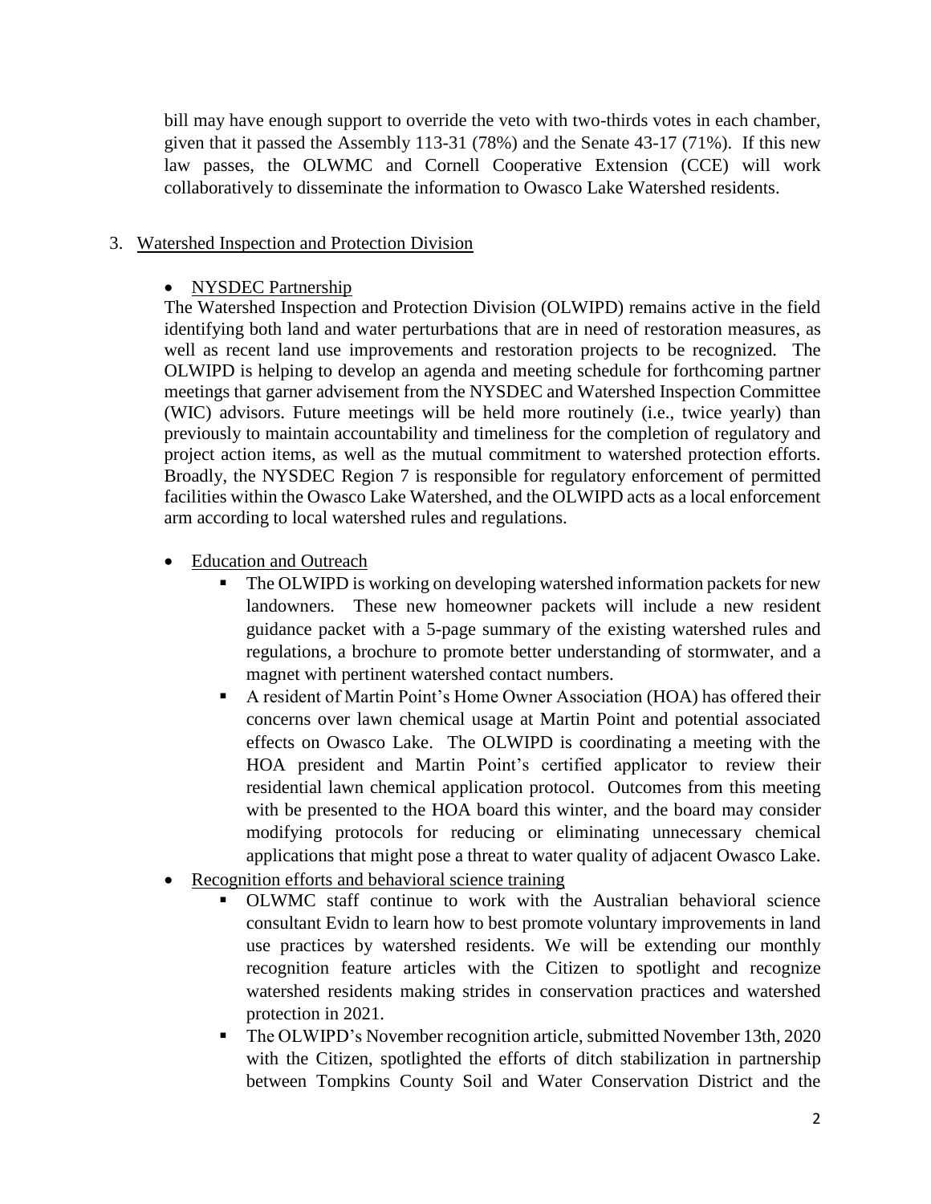bill may have enough support to override the veto with two-thirds votes in each chamber, given that it passed the Assembly 113-31 (78%) and the Senate 43-17 (71%). If this new law passes, the OLWMC and Cornell Cooperative Extension (CCE) will work collaboratively to disseminate the information to Owasco Lake Watershed residents.

3. Watershed Inspection and Protection Division

- NYSDEC Partnership

  The Watershed Inspection and Protection Division (OLWIPD) remains active in the field identifying both land and water perturbations that are in need of restoration measures, as well as recent land use improvements and restoration projects to be recognized. The OLWIPD is helping to develop an agenda and meeting schedule for forthcoming partner meetings that garner advisement from the NYSDEC and Watershed Inspection Committee (WIC) advisors. Future meetings will be held more routinely (i.e., twice yearly) than previously to maintain accountability and timeliness for the completion of regulatory and project action items, as well as the mutual commitment to watershed protection efforts. Broadly, the NYSDEC Region 7 is responsible for regulatory enforcement of permitted facilities within the Owasco Lake Watershed, and the OLWIPD acts as a local enforcement arm according to local watershed rules and regulations.

- Education and Outreach
  - The OLWIPD is working on developing watershed information packets for new landowners. These new homeowner packets will include a new resident guidance packet with a 5-page summary of the existing watershed rules and regulations, a brochure to promote better understanding of stormwater, and a magnet with pertinent watershed contact numbers.
  - A resident of Martin Point's Home Owner Association (HOA) has offered their concerns over lawn chemical usage at Martin Point and potential associated effects on Owasco Lake. The OLWIPD is coordinating a meeting with the HOA president and Martin Point's certified applicator to review their residential lawn chemical application protocol. Outcomes from this meeting with be presented to the HOA board this winter, and the board may consider modifying protocols for reducing or eliminating unnecessary chemical applications that might pose a threat to water quality of adjacent Owasco Lake.
- Recognition efforts and behavioral science training
  - OLWMC staff continue to work with the Australian behavioral science consultant Evidn to learn how to best promote voluntary improvements in land use practices by watershed residents. We will be extending our monthly recognition feature articles with the Citizen to spotlight and recognize watershed residents making strides in conservation practices and watershed protection in 2021.
  - The OLWIPD's November recognition article, submitted November 13th, 2020 with the Citizen, spotlighted the efforts of ditch stabilization in partnership between Tompkins County Soil and Water Conservation District and the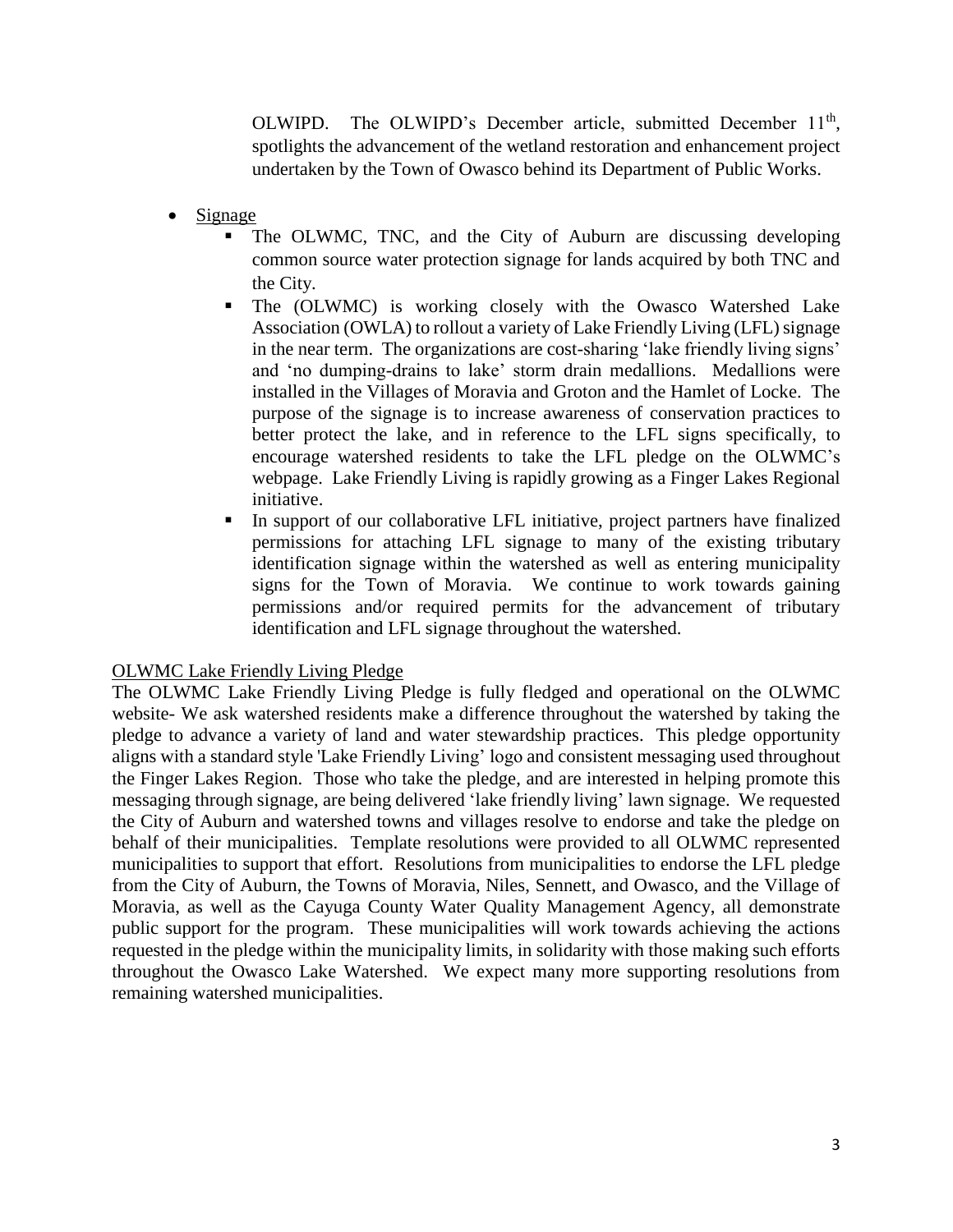OLWIPD. The OLWIPD's December article, submitted December 11th, spotlights the advancement of the wetland restoration and enhancement project undertaken by the Town of Owasco behind its Department of Public Works.

- Signage
  - The OLWMC, TNC, and the City of Auburn are discussing developing common source water protection signage for lands acquired by both TNC and the City.
  - The (OLWMC) is working closely with the Owasco Watershed Lake Association (OWLA) to rollout a variety of Lake Friendly Living (LFL) signage in the near term. The organizations are cost-sharing 'lake friendly living signs' and 'no dumping-drains to lake' storm drain medallions. Medallions were installed in the Villages of Moravia and Groton and the Hamlet of Locke. The purpose of the signage is to increase awareness of conservation practices to better protect the lake, and in reference to the LFL signs specifically, to encourage watershed residents to take the LFL pledge on the OLWMC's webpage. Lake Friendly Living is rapidly growing as a Finger Lakes Regional initiative.
  - In support of our collaborative LFL initiative, project partners have finalized permissions for attaching LFL signage to many of the existing tributary identification signage within the watershed as well as entering municipality signs for the Town of Moravia. We continue to work towards gaining permissions and/or required permits for the advancement of tributary identification and LFL signage throughout the watershed.

OLWMC Lake Friendly Living Pledge

The OLWMC Lake Friendly Living Pledge is fully fledged and operational on the OLWMC website- We ask watershed residents make a difference throughout the watershed by taking the pledge to advance a variety of land and water stewardship practices. This pledge opportunity aligns with a standard style 'Lake Friendly Living' logo and consistent messaging used throughout the Finger Lakes Region. Those who take the pledge, and are interested in helping promote this messaging through signage, are being delivered 'lake friendly living' lawn signage. We requested the City of Auburn and watershed towns and villages resolve to endorse and take the pledge on behalf of their municipalities. Template resolutions were provided to all OLWMC represented municipalities to support that effort. Resolutions from municipalities to endorse the LFL pledge from the City of Auburn, the Towns of Moravia, Niles, Sennett, and Owasco, and the Village of Moravia, as well as the Cayuga County Water Quality Management Agency, all demonstrate public support for the program. These municipalities will work towards achieving the actions requested in the pledge within the municipality limits, in solidarity with those making such efforts throughout the Owasco Lake Watershed. We expect many more supporting resolutions from remaining watershed municipalities.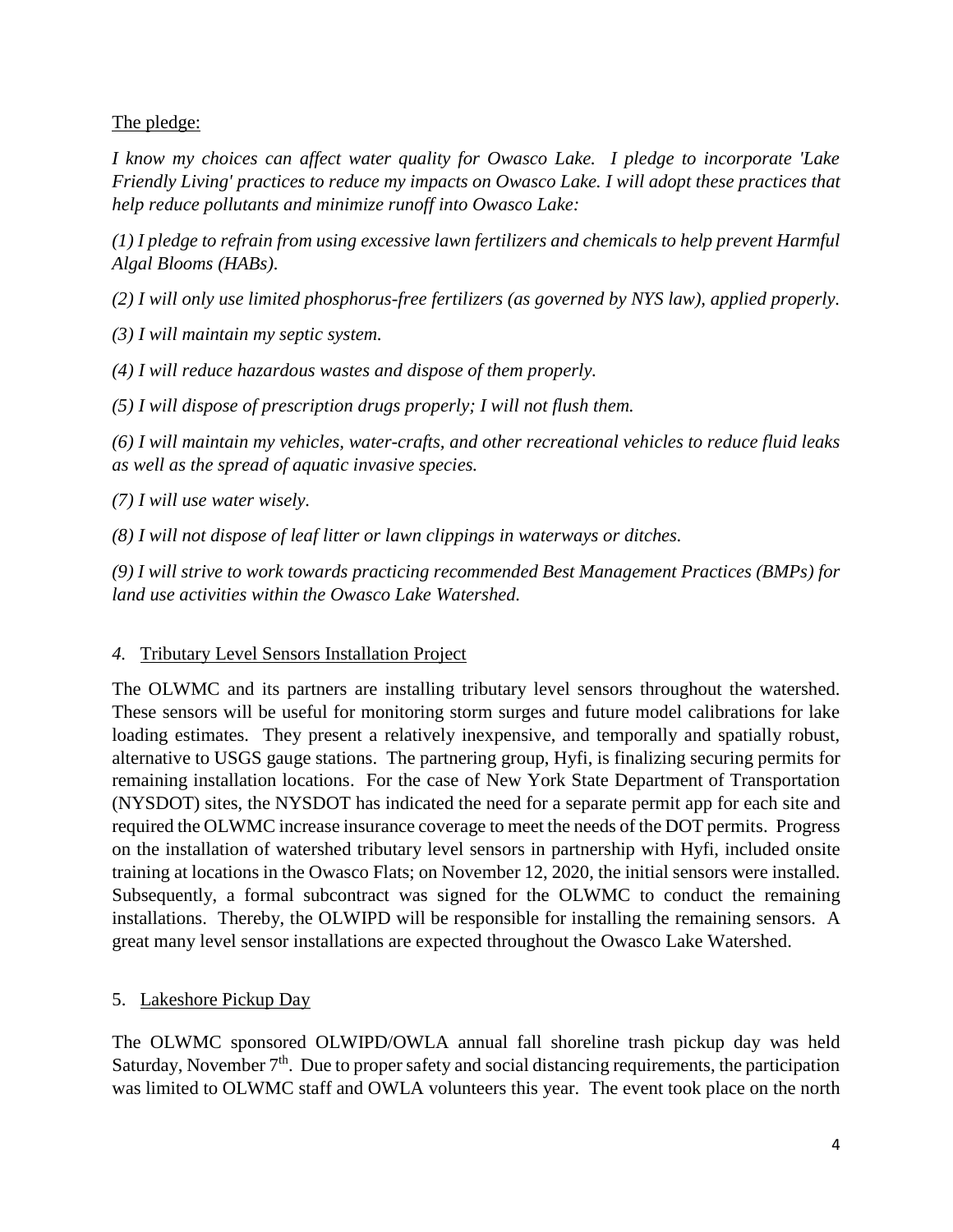The pledge:

*I know my choices can affect water quality for Owasco Lake. I pledge to incorporate 'Lake Friendly Living' practices to reduce my impacts on Owasco Lake. I will adopt these practices that help reduce pollutants and minimize runoff into Owasco Lake:*

*(1) I pledge to refrain from using excessive lawn fertilizers and chemicals to help prevent Harmful Algal Blooms (HABs).*

*(2) I will only use limited phosphorus-free fertilizers (as governed by NYS law), applied properly.*

*(3) I will maintain my septic system.*

*(4) I will reduce hazardous wastes and dispose of them properly.*

*(5) I will dispose of prescription drugs properly; I will not flush them.*

*(6) I will maintain my vehicles, water-crafts, and other recreational vehicles to reduce fluid leaks as well as the spread of aquatic invasive species.*

*(7) I will use water wisely.*

*(8) I will not dispose of leaf litter or lawn clippings in waterways or ditches.*

*(9) I will strive to work towards practicing recommended Best Management Practices (BMPs) for land use activities within the Owasco Lake Watershed.*

## *4.* Tributary Level Sensors Installation Project

The OLWMC and its partners are installing tributary level sensors throughout the watershed. These sensors will be useful for monitoring storm surges and future model calibrations for lake loading estimates. They present a relatively inexpensive, and temporally and spatially robust, alternative to USGS gauge stations. The partnering group, Hyfi, is finalizing securing permits for remaining installation locations. For the case of New York State Department of Transportation (NYSDOT) sites, the NYSDOT has indicated the need for a separate permit app for each site and required the OLWMC increase insurance coverage to meet the needs of the DOT permits. Progress on the installation of watershed tributary level sensors in partnership with Hyfi, included onsite training at locations in the Owasco Flats; on November 12, 2020, the initial sensors were installed. Subsequently, a formal subcontract was signed for the OLWMC to conduct the remaining installations. Thereby, the OLWIPD will be responsible for installing the remaining sensors. A great many level sensor installations are expected throughout the Owasco Lake Watershed.

## 5. Lakeshore Pickup Day

The OLWMC sponsored OLWIPD/OWLA annual fall shoreline trash pickup day was held Saturday, November 7th. Due to proper safety and social distancing requirements, the participation was limited to OLWMC staff and OWLA volunteers this year. The event took place on the north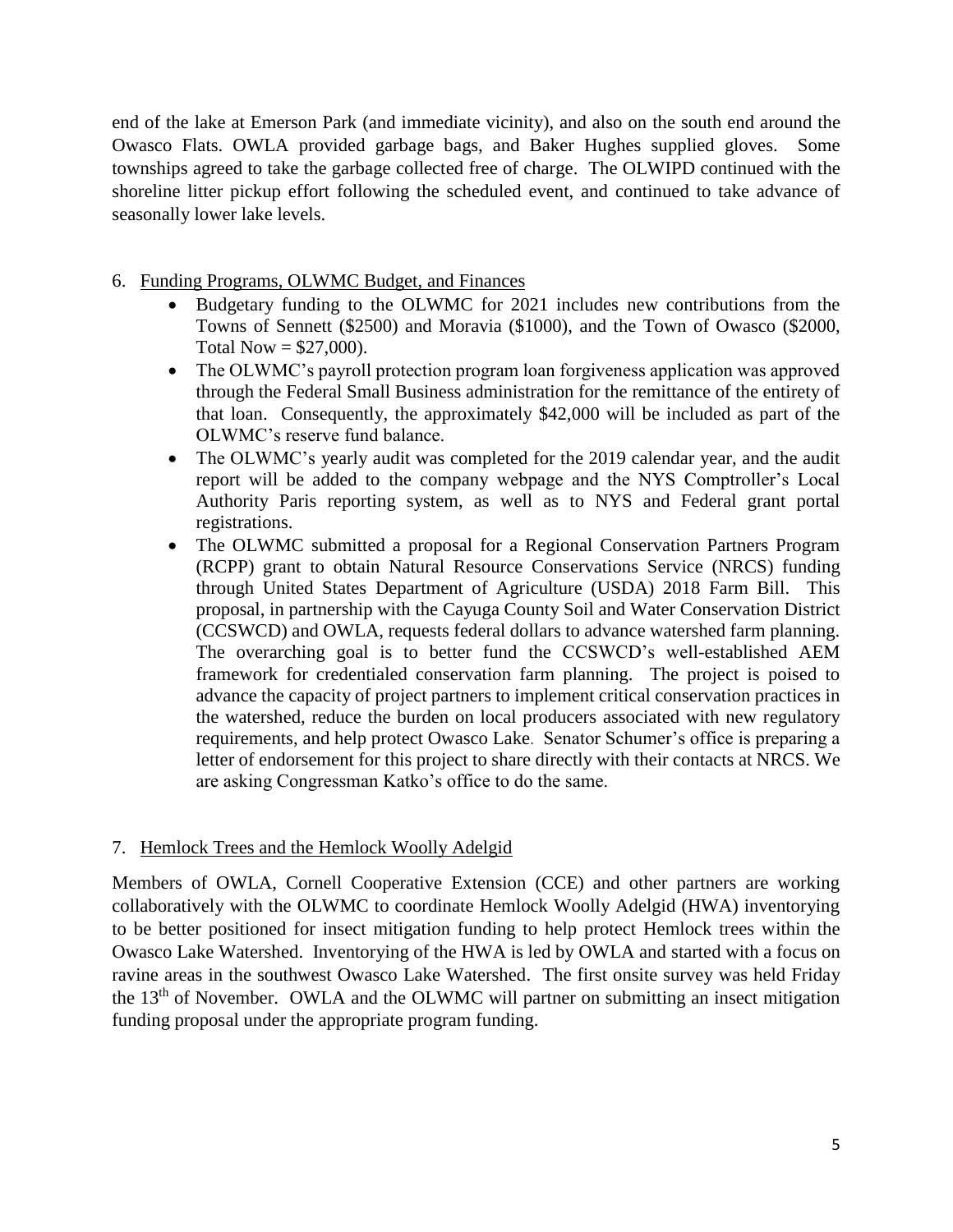end of the lake at Emerson Park (and immediate vicinity), and also on the south end around the Owasco Flats. OWLA provided garbage bags, and Baker Hughes supplied gloves. Some townships agreed to take the garbage collected free of charge. The OLWIPD continued with the shoreline litter pickup effort following the scheduled event, and continued to take advance of seasonally lower lake levels.

6. Funding Programs, OLWMC Budget, and Finances
   - Budgetary funding to the OLWMC for 2021 includes new contributions from the Towns of Sennett ($2500) and Moravia ($1000), and the Town of Owasco ($2000, Total Now = $27,000).
   - The OLWMC's payroll protection program loan forgiveness application was approved through the Federal Small Business administration for the remittance of the entirety of that loan. Consequently, the approximately $42,000 will be included as part of the OLWMC's reserve fund balance.
   - The OLWMC's yearly audit was completed for the 2019 calendar year, and the audit report will be added to the company webpage and the NYS Comptroller's Local Authority Paris reporting system, as well as to NYS and Federal grant portal registrations.
   - The OLWMC submitted a proposal for a Regional Conservation Partners Program (RCPP) grant to obtain Natural Resource Conservations Service (NRCS) funding through United States Department of Agriculture (USDA) 2018 Farm Bill. This proposal, in partnership with the Cayuga County Soil and Water Conservation District (CCSWCD) and OWLA, requests federal dollars to advance watershed farm planning. The overarching goal is to better fund the CCSWCD's well-established AEM framework for credentialed conservation farm planning. The project is poised to advance the capacity of project partners to implement critical conservation practices in the watershed, reduce the burden on local producers associated with new regulatory requirements, and help protect Owasco Lake. Senator Schumer's office is preparing a letter of endorsement for this project to share directly with their contacts at NRCS. We are asking Congressman Katko's office to do the same.

7. Hemlock Trees and the Hemlock Woolly Adelgid

Members of OWLA, Cornell Cooperative Extension (CCE) and other partners are working collaboratively with the OLWMC to coordinate Hemlock Woolly Adelgid (HWA) inventorying to be better positioned for insect mitigation funding to help protect Hemlock trees within the Owasco Lake Watershed. Inventorying of the HWA is led by OWLA and started with a focus on ravine areas in the southwest Owasco Lake Watershed. The first onsite survey was held Friday the 13th of November. OWLA and the OLWMC will partner on submitting an insect mitigation funding proposal under the appropriate program funding.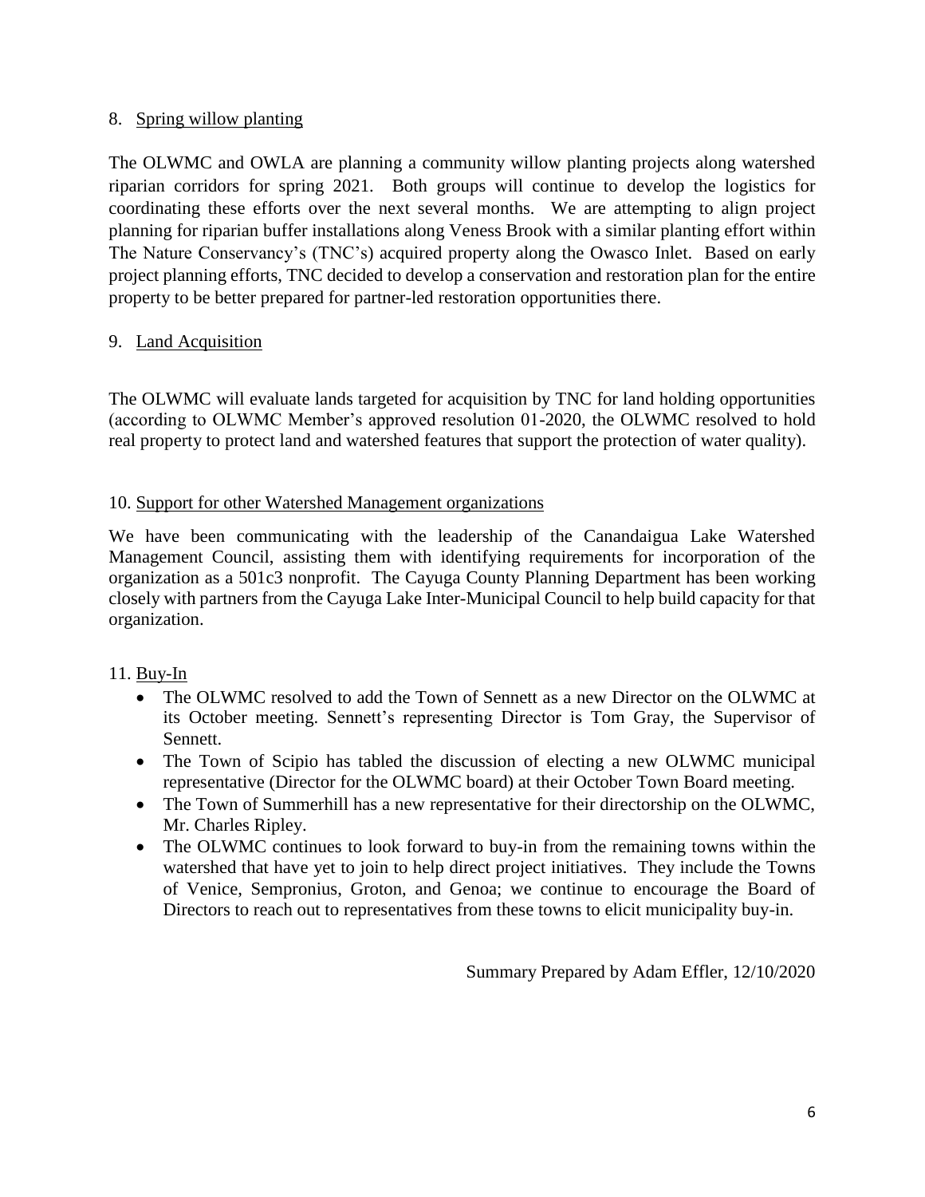8. Spring willow planting

The OLWMC and OWLA are planning a community willow planting projects along watershed riparian corridors for spring 2021. Both groups will continue to develop the logistics for coordinating these efforts over the next several months. We are attempting to align project planning for riparian buffer installations along Veness Brook with a similar planting effort within The Nature Conservancy's (TNC's) acquired property along the Owasco Inlet. Based on early project planning efforts, TNC decided to develop a conservation and restoration plan for the entire property to be better prepared for partner-led restoration opportunities there.

9. Land Acquisition

The OLWMC will evaluate lands targeted for acquisition by TNC for land holding opportunities (according to OLWMC Member's approved resolution 01-2020, the OLWMC resolved to hold real property to protect land and watershed features that support the protection of water quality).

10. Support for other Watershed Management organizations

We have been communicating with the leadership of the Canandaigua Lake Watershed Management Council, assisting them with identifying requirements for incorporation of the organization as a 501c3 nonprofit. The Cayuga County Planning Department has been working closely with partners from the Cayuga Lake Inter-Municipal Council to help build capacity for that organization.

11. Buy-In

- The OLWMC resolved to add the Town of Sennett as a new Director on the OLWMC at its October meeting. Sennett's representing Director is Tom Gray, the Supervisor of Sennett.
- The Town of Scipio has tabled the discussion of electing a new OLWMC municipal representative (Director for the OLWMC board) at their October Town Board meeting.
- The Town of Summerhill has a new representative for their directorship on the OLWMC, Mr. Charles Ripley.
- The OLWMC continues to look forward to buy-in from the remaining towns within the watershed that have yet to join to help direct project initiatives. They include the Towns of Venice, Sempronius, Groton, and Genoa; we continue to encourage the Board of Directors to reach out to representatives from these towns to elicit municipality buy-in.

Summary Prepared by Adam Effler, 12/10/2020